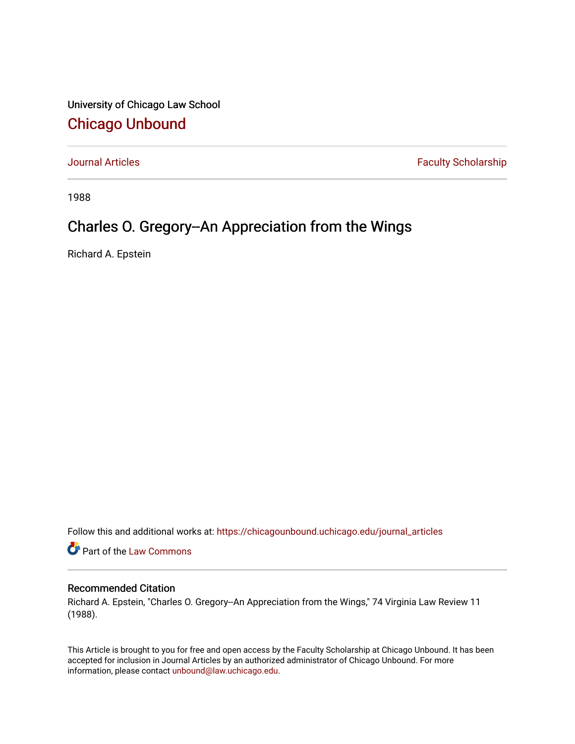University of Chicago Law School

## Chicago Unbound

Journal Articles | Faculty Scholarship

1988

# Charles O. Gregory--An Appreciation from the Wings

Richard A. Epstein

Follow this and additional works at: https://chicagounbound.uchicago.edu/journal_articles

Part of the Law Commons

### Recommended Citation

Richard A. Epstein, "Charles O. Gregory--An Appreciation from the Wings," 74 Virginia Law Review 11 (1988).

This Article is brought to you for free and open access by the Faculty Scholarship at Chicago Unbound. It has been accepted for inclusion in Journal Articles by an authorized administrator of Chicago Unbound. For more information, please contact unbound@law.uchicago.edu.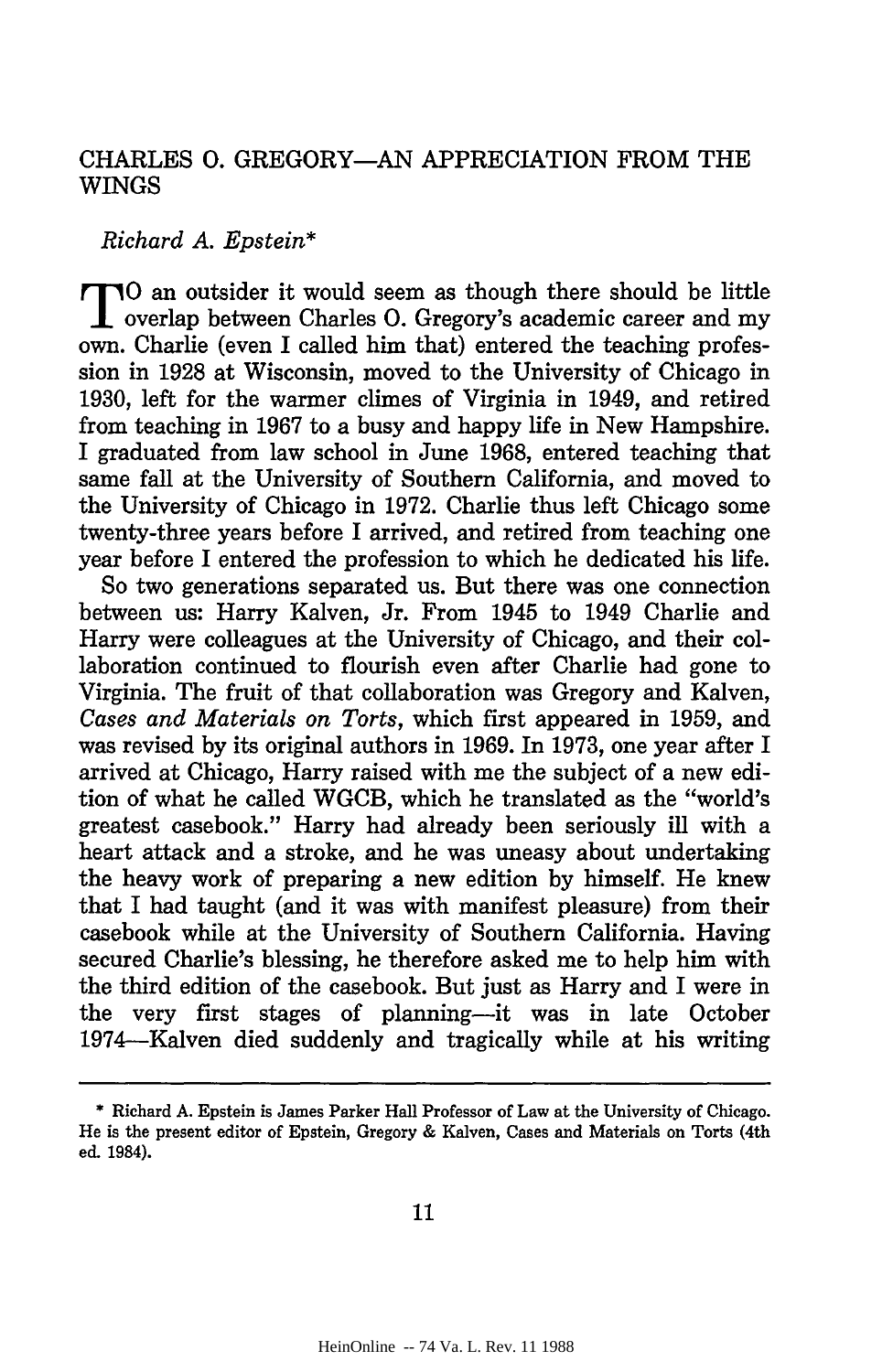# CHARLES O. GREGORY—AN APPRECIATION FROM THE WINGS

*Richard A. Epstein**

TO an outsider it would seem as though there should be little overlap between Charles O. Gregory's academic career and my own. Charlie (even I called him that) entered the teaching profession in 1928 at Wisconsin, moved to the University of Chicago in 1930, left for the warmer climes of Virginia in 1949, and retired from teaching in 1967 to a busy and happy life in New Hampshire. I graduated from law school in June 1968, entered teaching that same fall at the University of Southern California, and moved to the University of Chicago in 1972. Charlie thus left Chicago some twenty-three years before I arrived, and retired from teaching one year before I entered the profession to which he dedicated his life.

So two generations separated us. But there was one connection between us: Harry Kalven, Jr. From 1945 to 1949 Charlie and Harry were colleagues at the University of Chicago, and their collaboration continued to flourish even after Charlie had gone to Virginia. The fruit of that collaboration was Gregory and Kalven, *Cases and Materials on Torts*, which first appeared in 1959, and was revised by its original authors in 1969. In 1973, one year after I arrived at Chicago, Harry raised with me the subject of a new edition of what he called WGCB, which he translated as the "world's greatest casebook." Harry had already been seriously ill with a heart attack and a stroke, and he was uneasy about undertaking the heavy work of preparing a new edition by himself. He knew that I had taught (and it was with manifest pleasure) from their casebook while at the University of Southern California. Having secured Charlie's blessing, he therefore asked me to help him with the third edition of the casebook. But just as Harry and I were in the very first stages of planning—it was in late October 1974—Kalven died suddenly and tragically while at his writing

---

\* Richard A. Epstein is James Parker Hall Professor of Law at the University of Chicago. He is the present editor of Epstein, Gregory & Kalven, Cases and Materials on Torts (4th ed. 1984).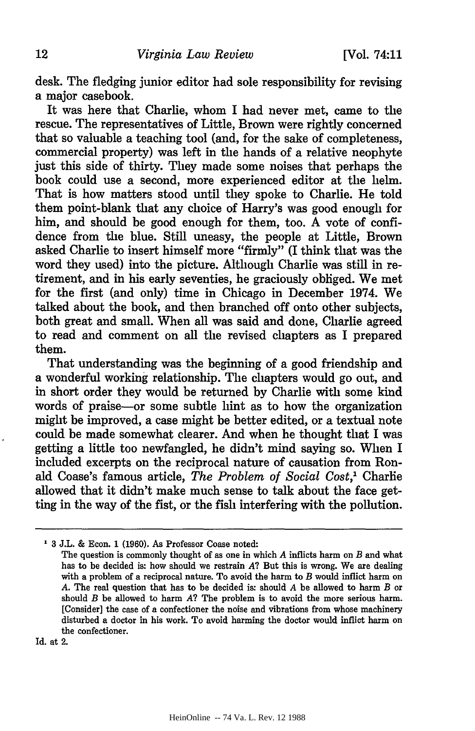desk. The fledging junior editor had sole responsibility for revising a major casebook.

It was here that Charlie, whom I had never met, came to the rescue. The representatives of Little, Brown were rightly concerned that so valuable a teaching tool (and, for the sake of completeness, commercial property) was left in the hands of a relative neophyte just this side of thirty. They made some noises that perhaps the book could use a second, more experienced editor at the helm. That is how matters stood until they spoke to Charlie. He told them point-blank that any choice of Harry's was good enough for him, and should be good enough for them, too. A vote of confidence from the blue. Still uneasy, the people at Little, Brown asked Charlie to insert himself more "firmly" (I think that was the word they used) into the picture. Although Charlie was still in retirement, and in his early seventies, he graciously obliged. We met for the first (and only) time in Chicago in December 1974. We talked about the book, and then branched off onto other subjects, both great and small. When all was said and done, Charlie agreed to read and comment on all the revised chapters as I prepared them.

That understanding was the beginning of a good friendship and a wonderful working relationship. The chapters would go out, and in short order they would be returned by Charlie with some kind words of praise—or some subtle hint as to how the organization might be improved, a case might be better edited, or a textual note could be made somewhat clearer. And when he thought that I was getting a little too newfangled, he didn't mind saying so. When I included excerpts on the reciprocal nature of causation from Ronald Coase's famous article, *The Problem of Social Cost*,[1] Charlie allowed that it didn't make much sense to talk about the face getting in the way of the fist, or the fish interfering with the pollution.

---

[1] 3 J.L. & Econ. 1 (1960). As Professor Coase noted:

> The question is commonly thought of as one in which *A* inflicts harm on *B* and what has to be decided is: how should we restrain *A*? But this is wrong. We are dealing with a problem of a reciprocal nature. To avoid the harm to *B* would inflict harm on *A*. The real question that has to be decided is: should *A* be allowed to harm *B* or should *B* be allowed to harm *A*? The problem is to avoid the more serious harm. [Consider] the case of a confectioner the noise and vibrations from whose machinery disturbed a doctor in his work. To avoid harming the doctor would inflict harm on the confectioner.

Id. at 2.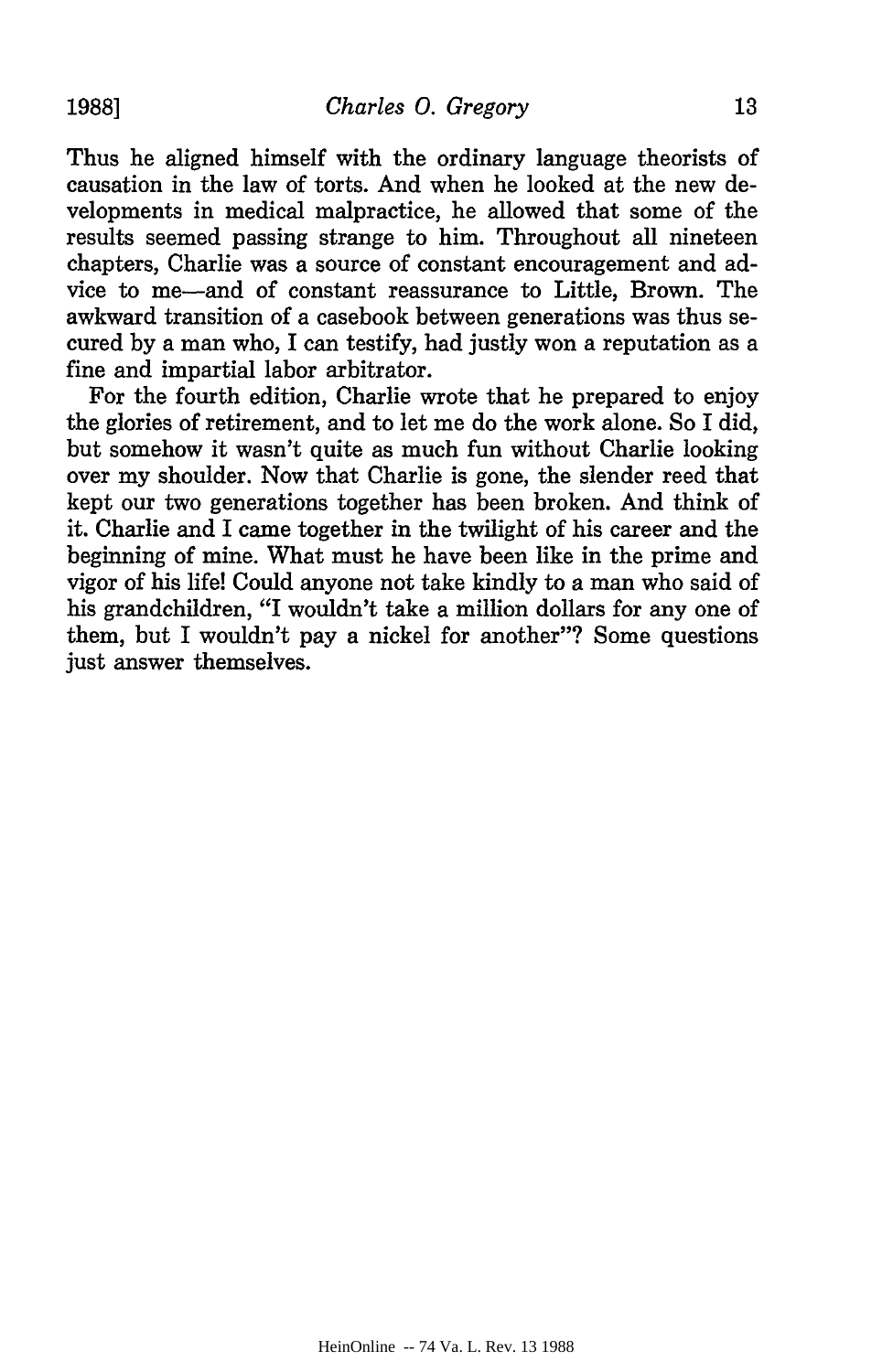Thus he aligned himself with the ordinary language theorists of causation in the law of torts. And when he looked at the new developments in medical malpractice, he allowed that some of the results seemed passing strange to him. Throughout all nineteen chapters, Charlie was a source of constant encouragement and advice to me—and of constant reassurance to Little, Brown. The awkward transition of a casebook between generations was thus secured by a man who, I can testify, had justly won a reputation as a fine and impartial labor arbitrator.

For the fourth edition, Charlie wrote that he prepared to enjoy the glories of retirement, and to let me do the work alone. So I did, but somehow it wasn't quite as much fun without Charlie looking over my shoulder. Now that Charlie is gone, the slender reed that kept our two generations together has been broken. And think of it. Charlie and I came together in the twilight of his career and the beginning of mine. What must he have been like in the prime and vigor of his life! Could anyone not take kindly to a man who said of his grandchildren, "I wouldn't take a million dollars for any one of them, but I wouldn't pay a nickel for another"? Some questions just answer themselves.